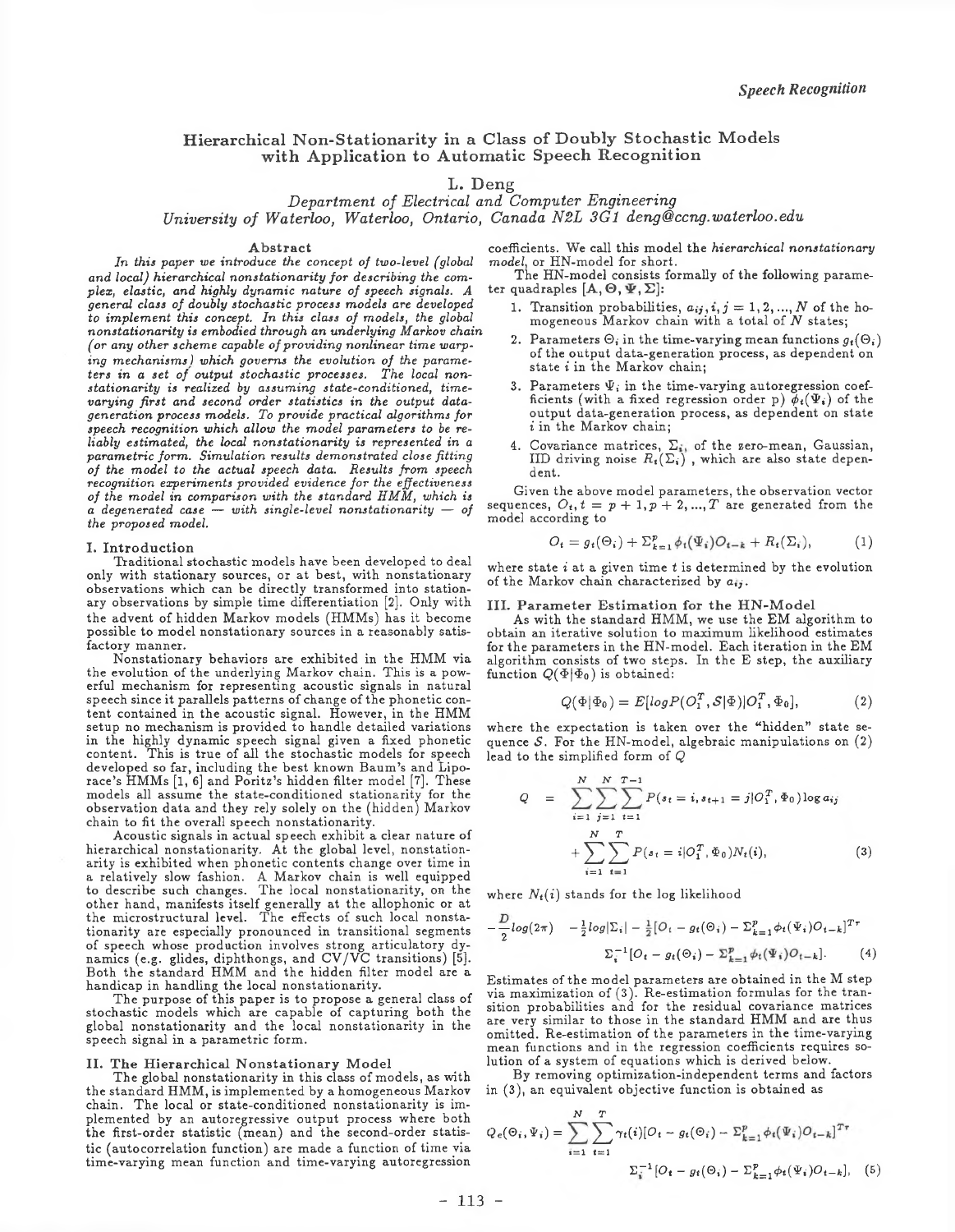# Hierarchical Non-Stationarity in a Class of Doubly Stochastic Models with Application to Automatic Speech Recognition

L. Deng

*Department of Electrical and Computer Engineering*
*University of Waterloo, Waterloo, Ontario, Canada N2L 3G1 deng@ccng.waterloo.edu*

### Abstract

*In this paper we introduce the concept of two-level (global and local) hierarchical nonstationarity for describing the complex, elastic, and highly dynamic nature of speech signals. A general class of doubly stochastic process models are developed to implement this concept. In this class of models, the global nonstationarity is embodied through an underlying Markov chain (or any other scheme capable of providing nonlinear time warping mechanisms) which governs the evolution of the parameters in a set of output stochastic processes. The local nonstationarity is realized by assuming state-conditioned, time-varying first and second order statistics in the output data-generation process models. To provide practical algorithms for speech recognition which allow the model parameters to be reliably estimated, the local nonstationarity is represented in a parametric form. Simulation results demonstrated close fitting of the model to the actual speech data. Results from speech recognition experiments provided evidence for the effectiveness of the model in comparison with the standard HMM, which is a degenerated case — with single-level nonstationarity — of the proposed model.*

## I. Introduction

Traditional stochastic models have been developed to deal only with stationary sources, or at best, with nonstationary observations which can be directly transformed into stationary observations by simple time differentiation [2]. Only with the advent of hidden Markov models (HMMs) has it become possible to model nonstationary sources in a reasonably satisfactory manner.

Nonstationary behaviors are exhibited in the HMM via the evolution of the underlying Markov chain. This is a powerful mechanism for representing acoustic signals in natural speech since it parallels patterns of change of the phonetic content contained in the acoustic signal. However, in the HMM setup no mechanism is provided to handle detailed variations in the highly dynamic speech signal given a fixed phonetic content. This is true of all the stochastic models for speech developed so far, including the best known Baum's and Liporace's HMMs [1, 6] and Poritz's hidden filter model [7]. These models all assume the state-conditioned stationarity for the observation data and they rely solely on the (hidden) Markov chain to fit the overall speech nonstationarity.

Acoustic signals in actual speech exhibit a clear nature of hierarchical nonstationarity. At the global level, nonstationarity is exhibited when phonetic contents change over time in a relatively slow fashion. A Markov chain is well equipped to describe such changes. The local nonstationarity, on the other hand, manifests itself generally at the allophonic or at the microstructural level. The effects of such local nonstationarity are especially pronounced in transitional segments of speech whose production involves strong articulatory dynamics (e.g. glides, diphthongs, and CV/VC transitions) [5]. Both the standard HMM and the hidden filter model are a handicap in handling the local nonstationarity.

The purpose of this paper is to propose a general class of stochastic models which are capable of capturing both the global nonstationarity and the local nonstationarity in the speech signal in a parametric form.

## II. The Hierarchical Nonstationary Model

The global nonstationarity in this class of models, as with the standard HMM, is implemented by a homogeneous Markov chain. The local or state-conditioned nonstationarity is implemented by an autoregressive output process where both the first-order statistic (mean) and the second-order statistic (autocorrelation function) are made a function of time via time-varying mean function and time-varying autoregression coefficients. We call this model the *hierarchical nonstationary model*, or HN-model for short.

The HN-model consists formally of the following parameter quadraples $[\mathbf{A}, \Theta, \Psi, \Sigma]$:

1. Transition probabilities, $a_{ij}, i, j = 1, 2, ..., N$ of the homogeneous Markov chain with a total of $N$ states;
2. Parameters $\Theta_i$ in the time-varying mean functions $g_t(\Theta_i)$ of the output data-generation process, as dependent on state $i$ in the Markov chain;
3. Parameters $\Psi_i$ in the time-varying autoregression coefficients (with a fixed regression order p) $\phi_t(\Psi_i)$ of the output data-generation process, as dependent on state $i$ in the Markov chain;
4. Covariance matrices, $\Sigma_i$, of the zero-mean, Gaussian, IID driving noise $R_t(\Sigma_i)$ , which are also state dependent.

Given the above model parameters, the observation vector sequences, $O_t, t = p+1, p+2, ..., T$ are generated from the model according to

$$O_t = g_t(\Theta_i) + \Sigma_{k=1}^{p} \phi_t(\Psi_i) O_{t-k} + R_t(\Sigma_i), \tag{1}$$

where state $i$ at a given time $t$ is determined by the evolution of the Markov chain characterized by $a_{ij}$.

## III. Parameter Estimation for the HN-Model

As with the standard HMM, we use the EM algorithm to obtain an iterative solution to maximum likelihood estimates for the parameters in the HN-model. Each iteration in the EM algorithm consists of two steps. In the E step, the auxiliary function $Q(\Phi|\Phi_0)$ is obtained:

$$Q(\Phi|\Phi_0) = E[\log P(O_1^T, \mathcal{S}|\Phi)|O_1^T, \Phi_0], \tag{2}$$

where the expectation is taken over the "hidden" state sequence $\mathcal{S}$. For the HN-model, algebraic manipulations on (2) lead to the simplified form of $Q$

$$\begin{aligned} Q &= \sum_{i=1}^{N}\sum_{j=1}^{N}\sum_{t=1}^{T-1} P(s_t = i, s_{t+1} = j|O_1^T, \Phi_0)\log a_{ij} \\ &+ \sum_{i=1}^{N}\sum_{t=1}^{T} P(s_t = i|O_1^T, \Phi_0)N_t(i), \end{aligned} \tag{3}$$

where $N_t(i)$ stands for the log likelihood

$$-\frac{D}{2}\log(2\pi) \quad -\tfrac{1}{2}\log|\Sigma_i| - \tfrac{1}{2}[O_t - g_t(\Theta_i) - \Sigma_{k=1}^{p}\phi_t(\Psi_i)O_{t-k}]^{Tr} \Sigma_i^{-1}[O_t - g_t(\Theta_i) - \Sigma_{k=1}^{p}\phi_t(\Psi_i)O_{t-k}]. \tag{4}$$

Estimates of the model parameters are obtained in the M step via maximization of (3). Re-estimation formulas for the transition probabilities and for the residual covariance matrices are very similar to those in the standard HMM and are thus omitted. Re-estimation of the parameters in the time-varying mean functions and in the regression coefficients requires solution of a system of equations which is derived below.

By removing optimization-independent terms and factors in (3), an equivalent objective function is obtained as

$$Q_e(\Theta_i, \Psi_i) = \sum_{i=1}^{N}\sum_{t=1}^{T}\gamma_t(i)[O_t - g_t(\Theta_i) - \Sigma_{k=1}^{p}\phi_t(\Psi_i)O_{t-k}]^{Tr} \Sigma_i^{-1}[O_t - g_t(\Theta_i) - \Sigma_{k=1}^{p}\phi_t(\Psi_i)O_{t-k}], \tag{5}$$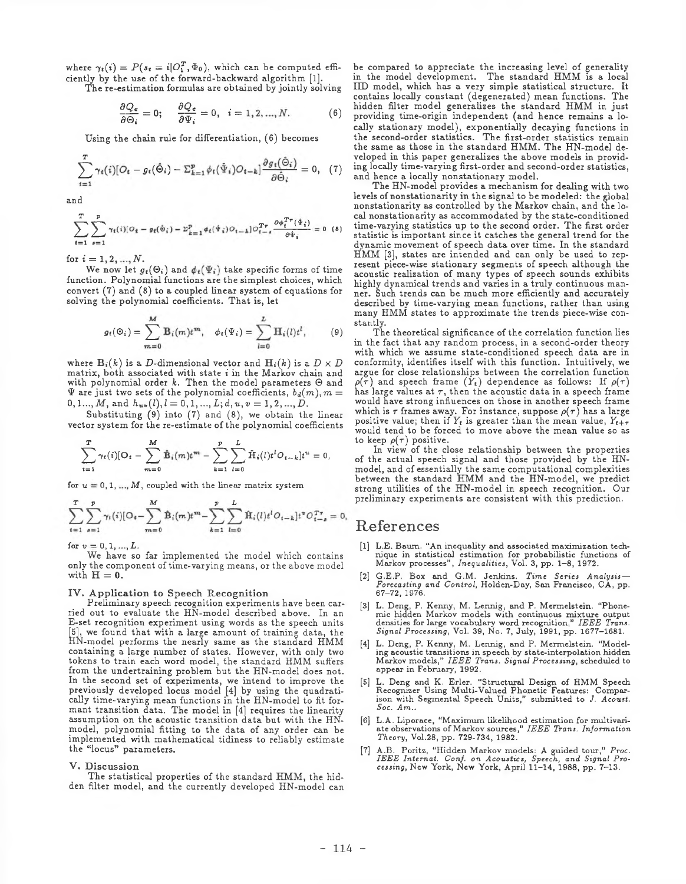where $\gamma_t(i) = P(s_t = i | O_1^T, \Phi_0)$, which can be computed efficiently by the use of the forward-backward algorithm [1].

The re-estimation formulas are obtained by jointly solving

$$\frac{\partial Q_e}{\partial \Theta_i} = 0; \quad \frac{\partial Q_e}{\partial \Psi_i} = 0, \quad i = 1, 2, ..., N. \tag{6}$$

Using the chain rule for differentiation, (6) becomes

$$\sum_{t=1}^{T} \gamma_t(i)[O_t - g_t(\hat{\Theta}_i) - \Sigma_{k=1}^{p} \phi_t(\hat{\Psi}_i) O_{t-k}] \frac{\partial g_t(\hat{\Theta}_i)}{\partial \hat{\Theta}_i} = 0, \tag{7}$$

and

$$\sum_{t=1}^{T} \sum_{s=1}^{p} \gamma_t(i)[O_t - g_t(\hat{\Theta}_i) - \Sigma_{k=1}^{p} \phi_t(\hat{\Psi}_i) O_{t-k}] O_{t-s}^{Tr} \frac{\partial \phi_t^{Tr}(\hat{\Psi}_i)}{\partial \hat{\Psi}_i} = 0 \tag{8}$$

for $i = 1, 2, ..., N$.

We now let $g_t(\Theta_i)$ and $\phi_t(\Psi_i)$ take specific forms of time function. Polynomial functions are the simplest choices, which convert (7) and (8) to a coupled linear system of equations for solving the polynomial coefficients. That is, let

$$g_t(\Theta_i) = \sum_{m=0}^{M} \mathbf{B}_i(m) t^m, \quad \phi_t(\Psi_i) = \sum_{l=0}^{L} \mathbf{H}_i(l) t^l, \tag{9}$$

where $\mathbf{B}_i(k)$ is a $D$-dimensional vector and $\mathbf{H}_i(k)$ is a $D \times D$ matrix, both associated with state $i$ in the Markov chain and with polynomial order $k$. Then the model parameters $\Theta$ and $\Psi$ are just two sets of the polynomial coefficients, $b_d(m), m = 0, 1..., M$, and $h_{uv}(l), l = 0, 1, ..., L; d, u, v = 1, 2, ..., D$.

Substituting (9) into (7) and (8), we obtain the linear vector system for the re-estimate of the polynomial coefficients

$$\sum_{t=1}^{T} \gamma_t(i)[\mathbf{O}_t - \sum_{m=0}^{M} \hat{\mathbf{B}}_i(m) t^m - \sum_{k=1}^{p} \sum_{l=0}^{L} \hat{\mathbf{H}}_i(l) t^l O_{t-k}] t^u = 0,$$

for $u = 0, 1, ..., M$, coupled with the linear matrix system

$$\sum_{t=1}^{T} \sum_{s=1}^{p} \gamma_t(i)[\mathbf{O}_t - \sum_{m=0}^{M} \hat{\mathbf{B}}_i(m) t^m - \sum_{k=1}^{p} \sum_{l=0}^{L} \hat{\mathbf{H}}_i(l) t^l O_{t-k}] t^v O_{t-s}^{Tr} = 0,$$

for $v = 0, 1, ..., L$.

We have so far implemented the model which contains only the component of time-varying means, or the above model with $\mathbf{H} = \mathbf{0}$.

### IV. Application to Speech Recognition

Preliminary speech recognition experiments have been carried out to evaluate the HN-model described above. In an E-set recognition experiment using words as the speech units [5], we found that with a large amount of training data, the HN-model performs the nearly same as the standard HMM containing a large number of states. However, with only two tokens to train each word model, the standard HMM suffers from the undertraining problem but the HN-model does not. In the second set of experiments, we intend to improve the previously developed locus model [4] by using the quadratically time-varying mean functions in the HN-model to fit formant transition data. The model in [4] requires the linearity assumption on the acoustic transition data but with the HN-model, polynomial fitting to the data of any order can be implemented with mathematical tidiness to reliably estimate the "locus" parameters.

### V. Discussion

The statistical properties of the standard HMM, the hidden filter model, and the currently developed HN-model can be compared to appreciate the increasing level of generality in the model development. The standard HMM is a local IID model, which has a very simple statistical structure. It contains locally constant (degenerated) mean functions. The hidden filter model generalizes the standard HMM in just providing time-origin independent (and hence remains a locally stationary model), exponentially decaying functions in the second-order statistics. The first-order statistics remain the same as those in the standard HMM. The HN-model developed in this paper generalizes the above models in providing locally time-varying first-order and second-order statistics, and hence a locally nonstationary model.

The HN-model provides a mechanism for dealing with two levels of nonstationarity in the signal to be modeled: the global nonstationarity as controlled by the Markov chain, and the local nonstationarity as accommodated by the state-conditioned time-varying statistics up to the second order. The first order statistic is important since it catches the general trend for the dynamic movement of speech data over time. In the standard HMM [3], states are intended and can only be used to represent piece-wise stationary segments of speech although the acoustic realization of many types of speech sounds exhibits highly dynamical trends and varies in a truly continuous manner. Such trends can be much more efficiently and accurately described by time-varying mean functions, rather than using many HMM states to approximate the trends piece-wise constantly.

The theoretical significance of the correlation function lies in the fact that any random process, in a second-order theory with which we assume state-conditioned speech data are in conformity, identifies itself with this function. Intuitively, we argue for close relationships between the correlation function $\rho(\tau)$ and speech frame ($Y_t$) dependence as follows: If $\rho(\tau)$ has large values at $\tau$, then the acoustic data in a speech frame would have strong influences on those in another speech frame which is $\tau$ frames away. For instance, suppose $\rho(\tau)$ has a large positive value; then if $Y_t$ is greater than the mean value, $Y_{t+\tau}$ would tend to be forced to move above the mean value so as to keep $\rho(\tau)$ positive.

In view of the close relationship between the properties of the actual speech signal and those provided by the HN-model, and of essentially the same computational complexities between the standard HMM and the HN-model, we predict strong utilities of the HN-model in speech recognition. Our preliminary experiments are consistent with this prediction.

## References

[1] L.E. Baum. "An inequality and associated maximization technique in statistical estimation for probabilistic functions of Markov processes", *Inequalities*, Vol. 3, pp. 1–8, 1972.

[2] G.E.P. Box and G.M. Jenkins. *Time Series Analysis—Forecasting and Control*, Holden-Day, San Francisco, CA, pp. 67–72, 1976.

[3] L. Deng, P. Kenny, M. Lennig, and P. Mermelstein. "Phonemic hidden Markov models with continuous mixture output densities for large vocabulary word recognition," *IEEE Trans. Signal Processing*, Vol. 39, No. 7, July, 1991, pp. 1677–1681.

[4] L. Deng, P. Kenny, M. Lennig, and P. Mermelstein. "Modeling acoustic transitions in speech by state-interpolation hidden Markov models," *IEEE Trans. Signal Processing*, scheduled to appear in February, 1992.

[5] L. Deng and K. Erler. "Structural Design of HMM Speech Recognizer Using Multi-Valued Phonetic Features: Comparison with Segmental Speech Units," submitted to *J. Acoust. Soc. Am.*.

[6] L.A. Liporace, "Maximum likelihood estimation for multivariate observations of Markov sources," *IEEE Trans. Information Theory*, Vol.28, pp. 729-734, 1982.

[7] A.B. Poritz, "Hidden Markov models: A guided tour," *Proc. IEEE Internat. Conf. on Acoustics, Speech, and Signal Processing*, New York, New York, April 11–14, 1988, pp. 7–13.